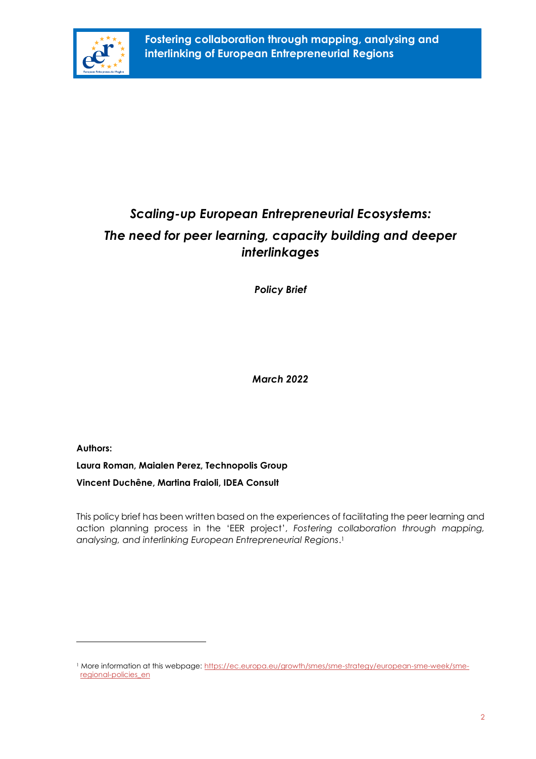**Fostering collaboration through mapping, analysing and interlinking of European Entrepreneurial Regions**

# *Scaling-up European Entrepreneurial Ecosystems: The need for peer learning, capacity building and deeper interlinkages*

***Policy Brief***

***March 2022***

**Authors:**

**Laura Roman, Maialen Perez, Technopolis Group**

**Vincent Duchêne, Martina Fraioli, IDEA Consult**

This policy brief has been written based on the experiences of facilitating the peer learning and action planning process in the 'EER project', *Fostering collaboration through mapping, analysing, and interlinking European Entrepreneurial Regions*.[1]

[1] More information at this webpage: https://ec.europa.eu/growth/smes/sme-strategy/european-sme-week/sme-regional-policies_en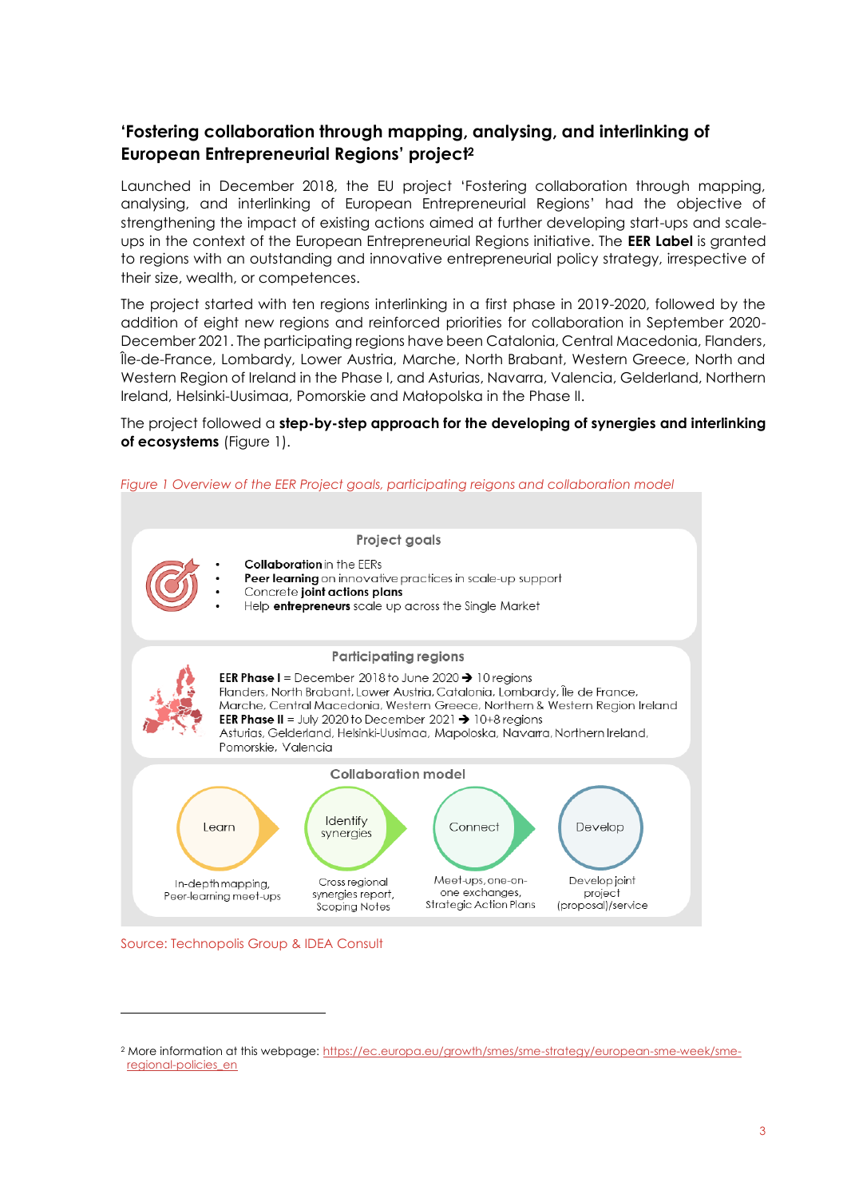## 'Fostering collaboration through mapping, analysing, and interlinking of European Entrepreneurial Regions' project[2]

Launched in December 2018, the EU project 'Fostering collaboration through mapping, analysing, and interlinking of European Entrepreneurial Regions' had the objective of strengthening the impact of existing actions aimed at further developing start-ups and scale-ups in the context of the European Entrepreneurial Regions initiative. The **EER Label** is granted to regions with an outstanding and innovative entrepreneurial policy strategy, irrespective of their size, wealth, or competences.

The project started with ten regions interlinking in a first phase in 2019-2020, followed by the addition of eight new regions and reinforced priorities for collaboration in September 2020-December 2021. The participating regions have been Catalonia, Central Macedonia, Flanders, Île-de-France, Lombardy, Lower Austria, Marche, North Brabant, Western Greece, North and Western Region of Ireland in the Phase I, and Asturias, Navarra, Valencia, Gelderland, Northern Ireland, Helsinki-Uusimaa, Pomorskie and Małopolska in the Phase II.

The project followed a **step-by-step approach for the developing of synergies and interlinking of ecosystems** (Figure 1).

*Figure 1 Overview of the EER Project goals, participating reigons and collaboration model*

**Project goals**

- **Collaboration** in the EERs
- **Peer learning** on innovative practices in scale-up support
- Concrete **joint actions plans**
- Help **entrepreneurs** scale up across the Single Market

**Participating regions**

**EER Phase I** = December 2018 to June 2020 ➔ 10 regions
Flanders, North Brabant, Lower Austria, Catalonia, Lombardy, Île de France, Marche, Central Macedonia, Western Greece, Northern & Western Region Ireland
**EER Phase II** = July 2020 to December 2021 ➔ 10+8 regions
Asturias, Gelderland, Helsinki-Uusimaa, Mapoloska, Navarra, Northern Ireland, Pomorskie, Valencia

**Collaboration model**

- Learn: In-depth mapping, Peer-learning meet-ups
- Identify synergies: Cross regional synergies report, Scoping Notes
- Connect: Meet-ups, one-on-one exchanges, Strategic Action Plans
- Develop: Develop joint project (proposal)/service

Source: Technopolis Group & IDEA Consult

[2] More information at this webpage: https://ec.europa.eu/growth/smes/sme-strategy/european-sme-week/sme-regional-policies_en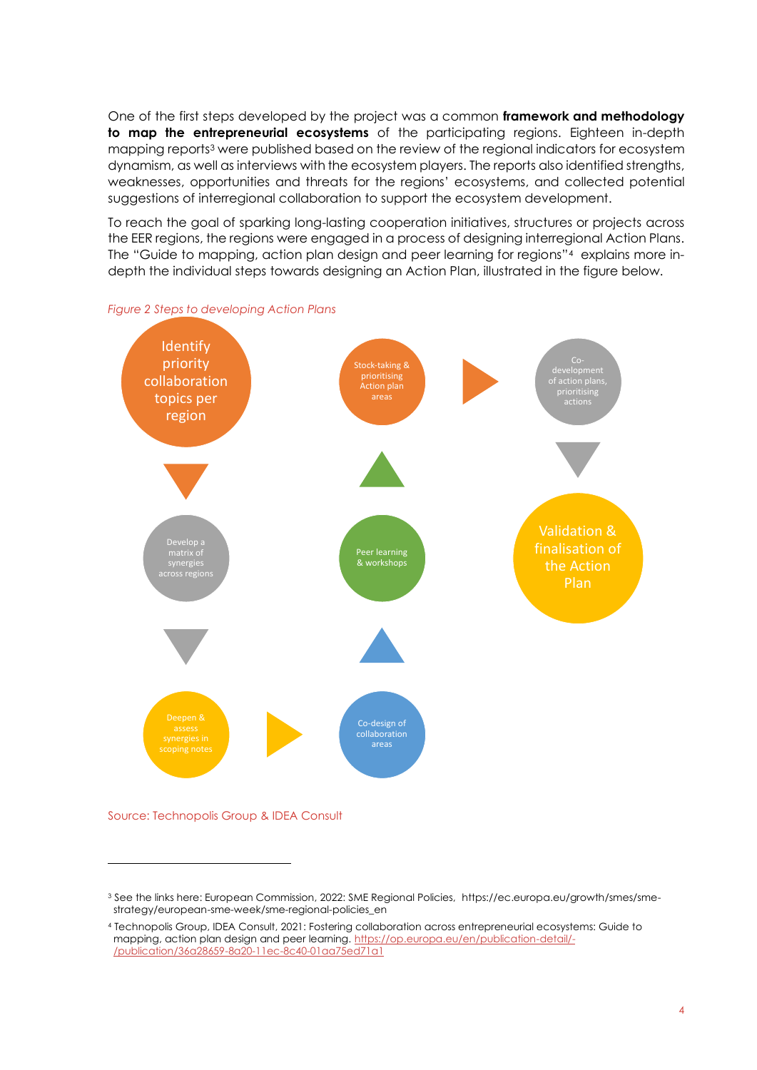One of the first steps developed by the project was a common **framework and methodology to map the entrepreneurial ecosystems** of the participating regions. Eighteen in-depth mapping reports[3] were published based on the review of the regional indicators for ecosystem dynamism, as well as interviews with the ecosystem players. The reports also identified strengths, weaknesses, opportunities and threats for the regions' ecosystems, and collected potential suggestions of interregional collaboration to support the ecosystem development.

To reach the goal of sparking long-lasting cooperation initiatives, structures or projects across the EER regions, the regions were engaged in a process of designing interregional Action Plans. The "Guide to mapping, action plan design and peer learning for regions"[4] explains more in-depth the individual steps towards designing an Action Plan, illustrated in the figure below.

*Figure 2 Steps to developing Action Plans*

Identify priority collaboration topics per region

Develop a matrix of synergies across regions

Deepen & assess synergies in scoping notes

Co-design of collaboration areas

Peer learning & workshops

Stock-taking & prioritising Action plan areas

Co-development of action plans, prioritising actions

Validation & finalisation of the Action Plan

Source: Technopolis Group & IDEA Consult

[3] See the links here: European Commission, 2022: SME Regional Policies, https://ec.europa.eu/growth/smes/sme-strategy/european-sme-week/sme-regional-policies_en

[4] Technopolis Group, IDEA Consult, 2021: Fostering collaboration across entrepreneurial ecosystems: Guide to mapping, action plan design and peer learning. https://op.europa.eu/en/publication-detail/-/publication/36a28659-8a20-11ec-8c40-01aa75ed71a1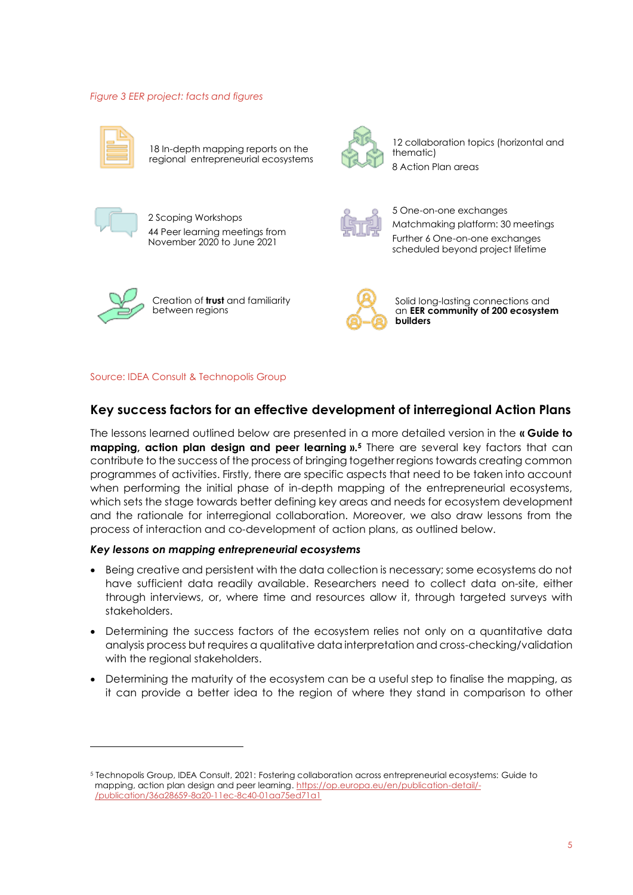*Figure 3 EER project: facts and figures*

18 In-depth mapping reports on the regional entrepreneurial ecosystems

12 collaboration topics (horizontal and thematic)

8 Action Plan areas

2 Scoping Workshops

44 Peer learning meetings from November 2020 to June 2021

5 One-on-one exchanges

Matchmaking platform: 30 meetings

Further 6 One-on-one exchanges scheduled beyond project lifetime

Creation of **trust** and familiarity between regions

Solid long-lasting connections and an **EER community of 200 ecosystem builders**

Source: IDEA Consult & Technopolis Group

## Key success factors for an effective development of interregional Action Plans

The lessons learned outlined below are presented in a more detailed version in the **« Guide to mapping, action plan design and peer learning ».**[5] There are several key factors that can contribute to the success of the process of bringing together regions towards creating common programmes of activities. Firstly, there are specific aspects that need to be taken into account when performing the initial phase of in-depth mapping of the entrepreneurial ecosystems, which sets the stage towards better defining key areas and needs for ecosystem development and the rationale for interregional collaboration. Moreover, we also draw lessons from the process of interaction and co-development of action plans, as outlined below.

***Key lessons on mapping entrepreneurial ecosystems***

- Being creative and persistent with the data collection is necessary; some ecosystems do not have sufficient data readily available. Researchers need to collect data on-site, either through interviews, or, where time and resources allow it, through targeted surveys with stakeholders.
- Determining the success factors of the ecosystem relies not only on a quantitative data analysis process but requires a qualitative data interpretation and cross-checking/validation with the regional stakeholders.
- Determining the maturity of the ecosystem can be a useful step to finalise the mapping, as it can provide a better idea to the region of where they stand in comparison to other

---

[5] Technopolis Group, IDEA Consult, 2021: Fostering collaboration across entrepreneurial ecosystems: Guide to mapping, action plan design and peer learning. https://op.europa.eu/en/publication-detail/-/publication/36a28659-8a20-11ec-8c40-01aa75ed71a1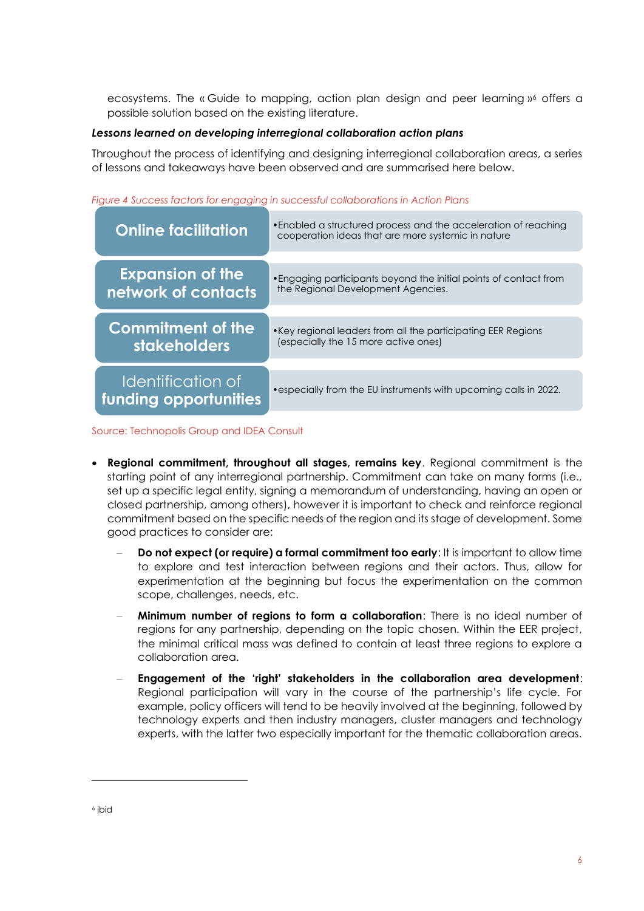ecosystems. The « Guide to mapping, action plan design and peer learning »[6] offers a possible solution based on the existing literature.

***Lessons learned on developing interregional collaboration action plans***

Throughout the process of identifying and designing interregional collaboration areas, a series of lessons and takeaways have been observed and are summarised here below.

*Figure 4 Success factors for engaging in successful collaborations in Action Plans*

| Success factor | Description |
| --- | --- |
| **Online facilitation** | Enabled a structured process and the acceleration of reaching cooperation ideas that are more systemic in nature |
| **Expansion of the network of contacts** | Engaging participants beyond the initial points of contact from the Regional Development Agencies. |
| **Commitment of the stakeholders** | Key regional leaders from all the participating EER Regions (especially the 15 more active ones) |
| Identification of **funding opportunities** | especially from the EU instruments with upcoming calls in 2022. |

Source: Technopolis Group and IDEA Consult

- **Regional commitment, throughout all stages, remains key**. Regional commitment is the starting point of any interregional partnership. Commitment can take on many forms (i.e., set up a specific legal entity, signing a memorandum of understanding, having an open or closed partnership, among others), however it is important to check and reinforce regional commitment based on the specific needs of the region and its stage of development. Some good practices to consider are:
  - **Do not expect (or require) a formal commitment too early**: It is important to allow time to explore and test interaction between regions and their actors. Thus, allow for experimentation at the beginning but focus the experimentation on the common scope, challenges, needs, etc.
  - **Minimum number of regions to form a collaboration**: There is no ideal number of regions for any partnership, depending on the topic chosen. Within the EER project, the minimal critical mass was defined to contain at least three regions to explore a collaboration area.
  - **Engagement of the 'right' stakeholders in the collaboration area development**: Regional participation will vary in the course of the partnership's life cycle. For example, policy officers will tend to be heavily involved at the beginning, followed by technology experts and then industry managers, cluster managers and technology experts, with the latter two especially important for the thematic collaboration areas.

[6] ibid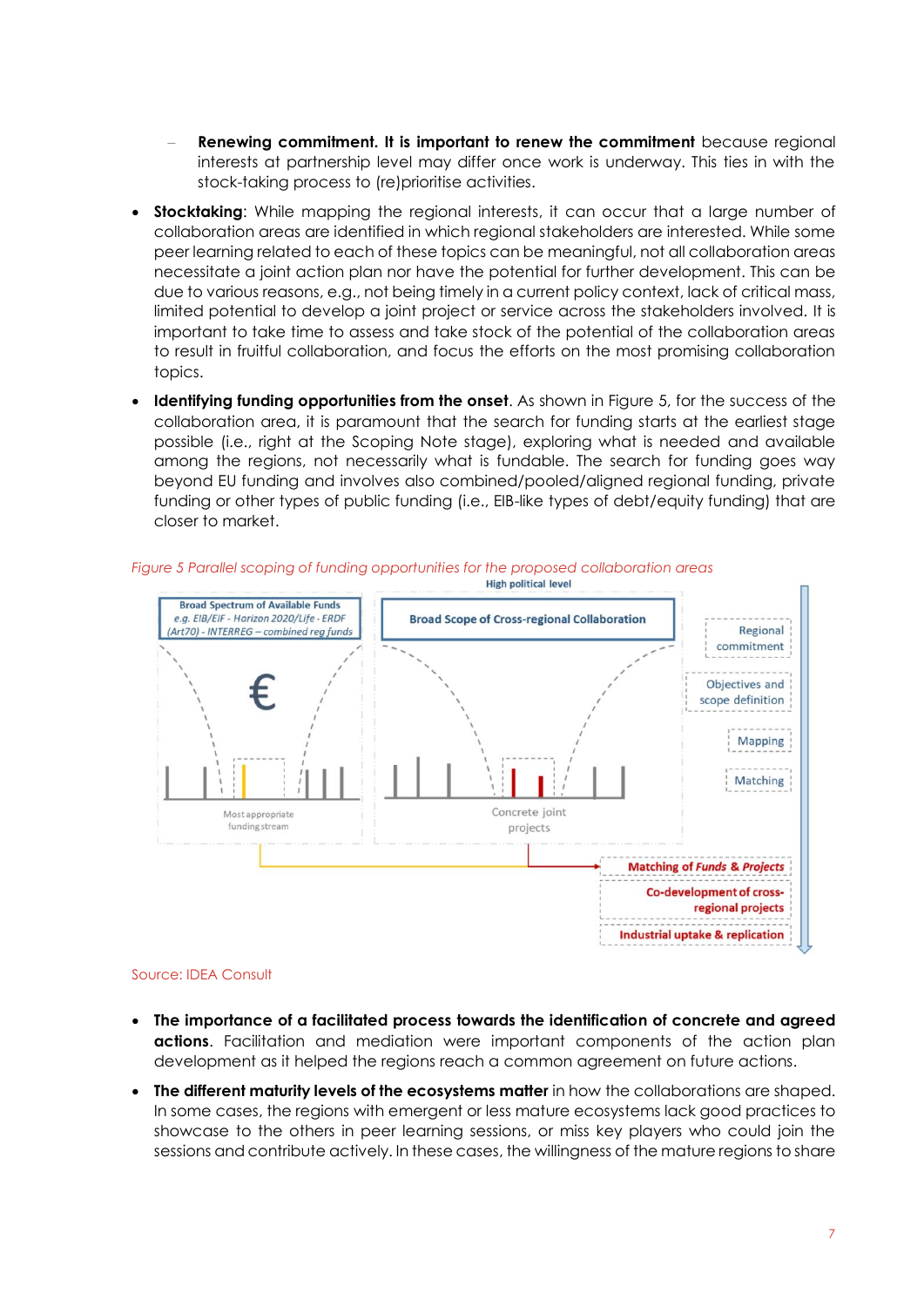- **Renewing commitment. It is important to renew the commitment** because regional interests at partnership level may differ once work is underway. This ties in with the stock-taking process to (re)prioritise activities.

- **Stocktaking**: While mapping the regional interests, it can occur that a large number of collaboration areas are identified in which regional stakeholders are interested. While some peer learning related to each of these topics can be meaningful, not all collaboration areas necessitate a joint action plan nor have the potential for further development. This can be due to various reasons, e.g., not being timely in a current policy context, lack of critical mass, limited potential to develop a joint project or service across the stakeholders involved. It is important to take time to assess and take stock of the potential of the collaboration areas to result in fruitful collaboration, and focus the efforts on the most promising collaboration topics.

- **Identifying funding opportunities from the onset**. As shown in Figure 5, for the success of the collaboration area, it is paramount that the search for funding starts at the earliest stage possible (i.e., right at the Scoping Note stage), exploring what is needed and available among the regions, not necessarily what is fundable. The search for funding goes way beyond EU funding and involves also combined/pooled/aligned regional funding, private funding or other types of public funding (i.e., EIB-like types of debt/equity funding) that are closer to market.

*Figure 5 Parallel scoping of funding opportunities for the proposed collaboration areas*

Source: IDEA Consult

- **The importance of a facilitated process towards the identification of concrete and agreed actions**. Facilitation and mediation were important components of the action plan development as it helped the regions reach a common agreement on future actions.

- **The different maturity levels of the ecosystems matter** in how the collaborations are shaped. In some cases, the regions with emergent or less mature ecosystems lack good practices to showcase to the others in peer learning sessions, or miss key players who could join the sessions and contribute actively. In these cases, the willingness of the mature regions to share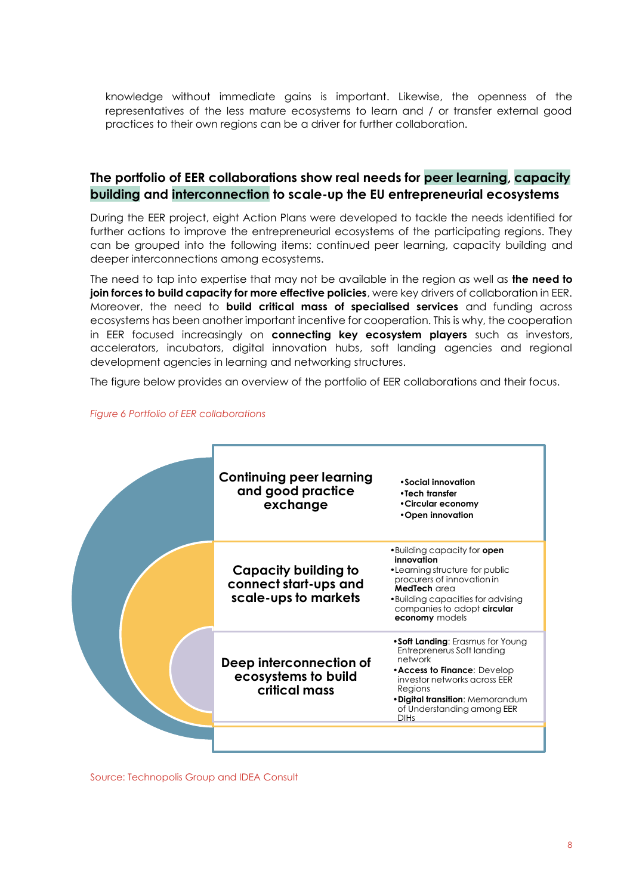knowledge without immediate gains is important. Likewise, the openness of the representatives of the less mature ecosystems to learn and / or transfer external good practices to their own regions can be a driver for further collaboration.

### The portfolio of EER collaborations show real needs for peer learning, capacity building and interconnection to scale-up the EU entrepreneurial ecosystems

During the EER project, eight Action Plans were developed to tackle the needs identified for further actions to improve the entrepreneurial ecosystems of the participating regions. They can be grouped into the following items: continued peer learning, capacity building and deeper interconnections among ecosystems.

The need to tap into expertise that may not be available in the region as well as **the need to join forces to build capacity for more effective policies**, were key drivers of collaboration in EER. Moreover, the need to **build critical mass of specialised services** and funding across ecosystems has been another important incentive for cooperation. This is why, the cooperation in EER focused increasingly on **connecting key ecosystem players** such as investors, accelerators, incubators, digital innovation hubs, soft landing agencies and regional development agencies in learning and networking structures.

The figure below provides an overview of the portfolio of EER collaborations and their focus.

*Figure 6 Portfolio of EER collaborations*

| | |
|---|---|
| **Continuing peer learning and good practice exchange** | • **Social innovation**<br>• **Tech transfer**<br>• **Circular economy**<br>• **Open innovation** |
| **Capacity building to connect start-ups and scale-ups to markets** | • Building capacity for **open innovation**<br>• Learning structure for public procurers of innovation in **MedTech** area<br>• Building capacities for advising companies to adopt **circular economy** models |
| **Deep interconnection of ecosystems to build critical mass** | • **Soft Landing**: Erasmus for Young Entreprenerus Soft landing network<br>• **Access to Finance**: Develop investor networks across EER Regions<br>• **Digital transition**: Memorandum of Understanding among EER DIHs |

Source: Technopolis Group and IDEA Consult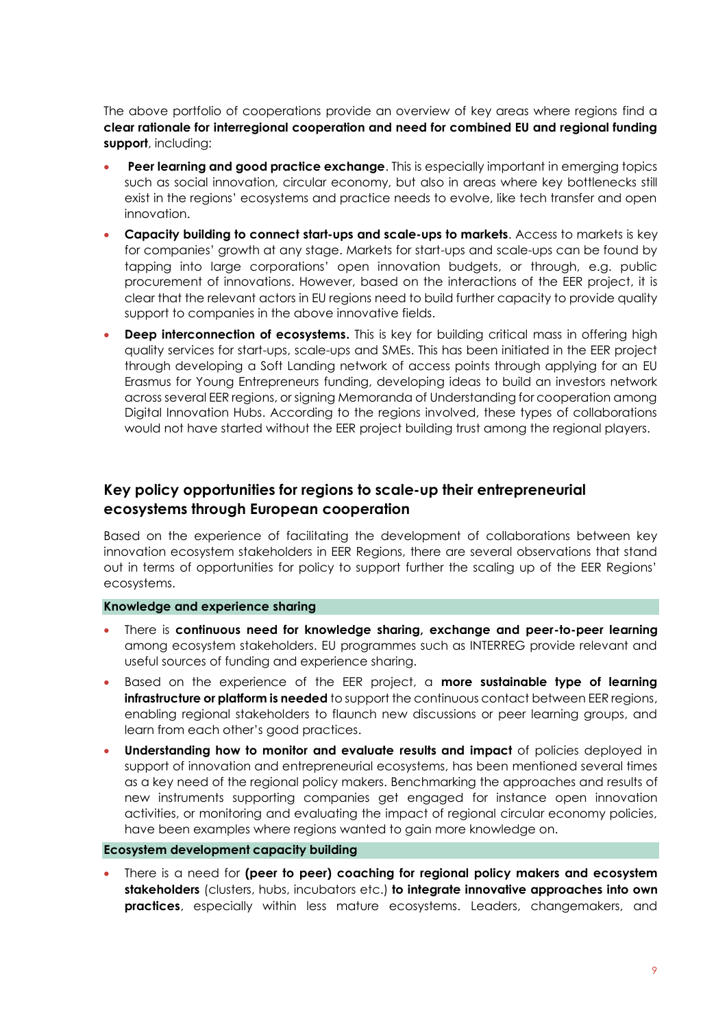The above portfolio of cooperations provide an overview of key areas where regions find a **clear rationale for interregional cooperation and need for combined EU and regional funding support**, including:

- **Peer learning and good practice exchange**. This is especially important in emerging topics such as social innovation, circular economy, but also in areas where key bottlenecks still exist in the regions' ecosystems and practice needs to evolve, like tech transfer and open innovation.
- **Capacity building to connect start-ups and scale-ups to markets**. Access to markets is key for companies' growth at any stage. Markets for start-ups and scale-ups can be found by tapping into large corporations' open innovation budgets, or through, e.g. public procurement of innovations. However, based on the interactions of the EER project, it is clear that the relevant actors in EU regions need to build further capacity to provide quality support to companies in the above innovative fields.
- **Deep interconnection of ecosystems.** This is key for building critical mass in offering high quality services for start-ups, scale-ups and SMEs. This has been initiated in the EER project through developing a Soft Landing network of access points through applying for an EU Erasmus for Young Entrepreneurs funding, developing ideas to build an investors network across several EER regions, or signing Memoranda of Understanding for cooperation among Digital Innovation Hubs. According to the regions involved, these types of collaborations would not have started without the EER project building trust among the regional players.

## Key policy opportunities for regions to scale-up their entrepreneurial ecosystems through European cooperation

Based on the experience of facilitating the development of collaborations between key innovation ecosystem stakeholders in EER Regions, there are several observations that stand out in terms of opportunities for policy to support further the scaling up of the EER Regions' ecosystems.

### Knowledge and experience sharing

- There is **continuous need for knowledge sharing, exchange and peer-to-peer learning** among ecosystem stakeholders. EU programmes such as INTERREG provide relevant and useful sources of funding and experience sharing.
- Based on the experience of the EER project, a **more sustainable type of learning infrastructure or platform is needed** to support the continuous contact between EER regions, enabling regional stakeholders to flaunch new discussions or peer learning groups, and learn from each other's good practices.
- **Understanding how to monitor and evaluate results and impact** of policies deployed in support of innovation and entrepreneurial ecosystems, has been mentioned several times as a key need of the regional policy makers. Benchmarking the approaches and results of new instruments supporting companies get engaged for instance open innovation activities, or monitoring and evaluating the impact of regional circular economy policies, have been examples where regions wanted to gain more knowledge on.

### Ecosystem development capacity building

- There is a need for **(peer to peer) coaching for regional policy makers and ecosystem stakeholders** (clusters, hubs, incubators etc.) **to integrate innovative approaches into own practices**, especially within less mature ecosystems. Leaders, changemakers, and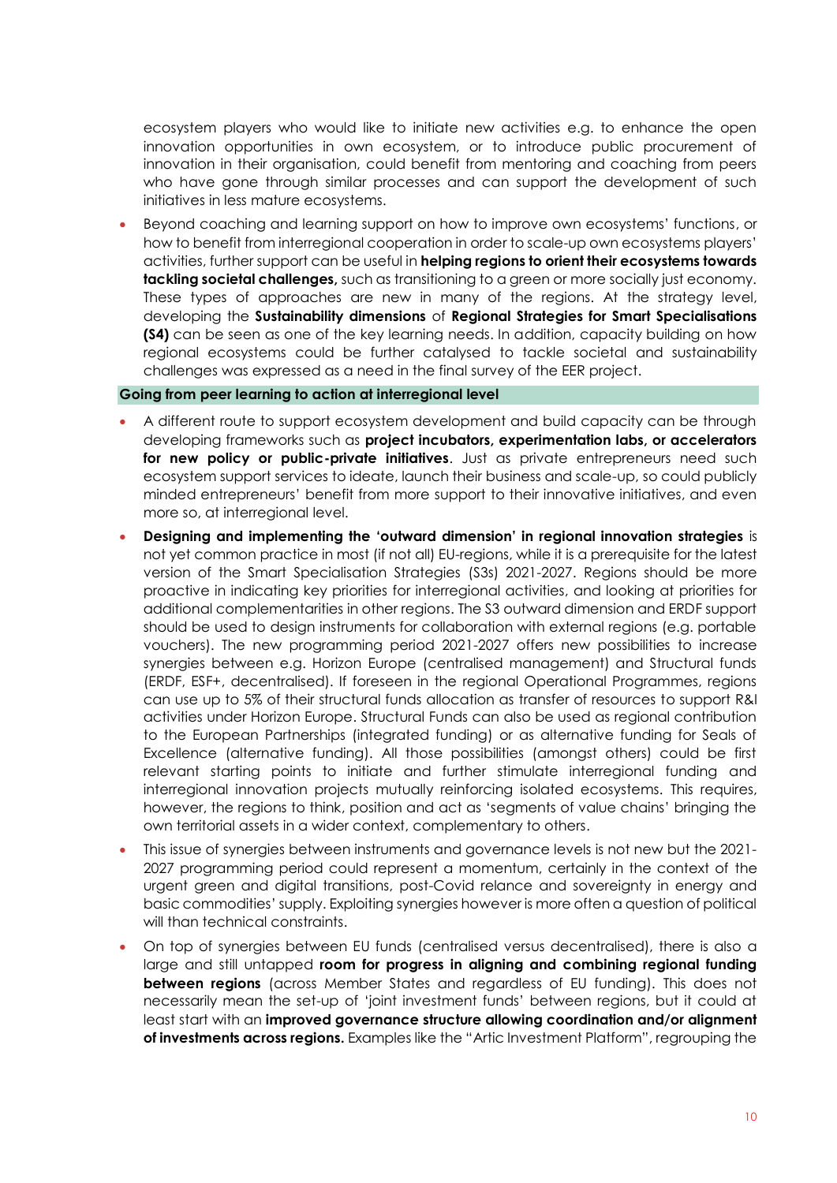ecosystem players who would like to initiate new activities e.g. to enhance the open innovation opportunities in own ecosystem, or to introduce public procurement of innovation in their organisation, could benefit from mentoring and coaching from peers who have gone through similar processes and can support the development of such initiatives in less mature ecosystems.

- Beyond coaching and learning support on how to improve own ecosystems' functions, or how to benefit from interregional cooperation in order to scale-up own ecosystems players' activities, further support can be useful in **helping regions to orient their ecosystems towards tackling societal challenges,** such as transitioning to a green or more socially just economy. These types of approaches are new in many of the regions. At the strategy level, developing the **Sustainability dimensions** of **Regional Strategies for Smart Specialisations (S4)** can be seen as one of the key learning needs. In addition, capacity building on how regional ecosystems could be further catalysed to tackle societal and sustainability challenges was expressed as a need in the final survey of the EER project.

**Going from peer learning to action at interregional level**

- A different route to support ecosystem development and build capacity can be through developing frameworks such as **project incubators, experimentation labs, or accelerators for new policy or public-private initiatives**. Just as private entrepreneurs need such ecosystem support services to ideate, launch their business and scale-up, so could publicly minded entrepreneurs' benefit from more support to their innovative initiatives, and even more so, at interregional level.
- **Designing and implementing the 'outward dimension' in regional innovation strategies** is not yet common practice in most (if not all) EU-regions, while it is a prerequisite for the latest version of the Smart Specialisation Strategies (S3s) 2021-2027. Regions should be more proactive in indicating key priorities for interregional activities, and looking at priorities for additional complementarities in other regions. The S3 outward dimension and ERDF support should be used to design instruments for collaboration with external regions (e.g. portable vouchers). The new programming period 2021-2027 offers new possibilities to increase synergies between e.g. Horizon Europe (centralised management) and Structural funds (ERDF, ESF+, decentralised). If foreseen in the regional Operational Programmes, regions can use up to 5% of their structural funds allocation as transfer of resources to support R&I activities under Horizon Europe. Structural Funds can also be used as regional contribution to the European Partnerships (integrated funding) or as alternative funding for Seals of Excellence (alternative funding). All those possibilities (amongst others) could be first relevant starting points to initiate and further stimulate interregional funding and interregional innovation projects mutually reinforcing isolated ecosystems. This requires, however, the regions to think, position and act as 'segments of value chains' bringing the own territorial assets in a wider context, complementary to others.
- This issue of synergies between instruments and governance levels is not new but the 2021-2027 programming period could represent a momentum, certainly in the context of the urgent green and digital transitions, post-Covid relance and sovereignty in energy and basic commodities' supply. Exploiting synergies however is more often a question of political will than technical constraints.
- On top of synergies between EU funds (centralised versus decentralised), there is also a large and still untapped **room for progress in aligning and combining regional funding between regions** (across Member States and regardless of EU funding). This does not necessarily mean the set-up of 'joint investment funds' between regions, but it could at least start with an **improved governance structure allowing coordination and/or alignment of investments across regions.** Examples like the "Artic Investment Platform", regrouping the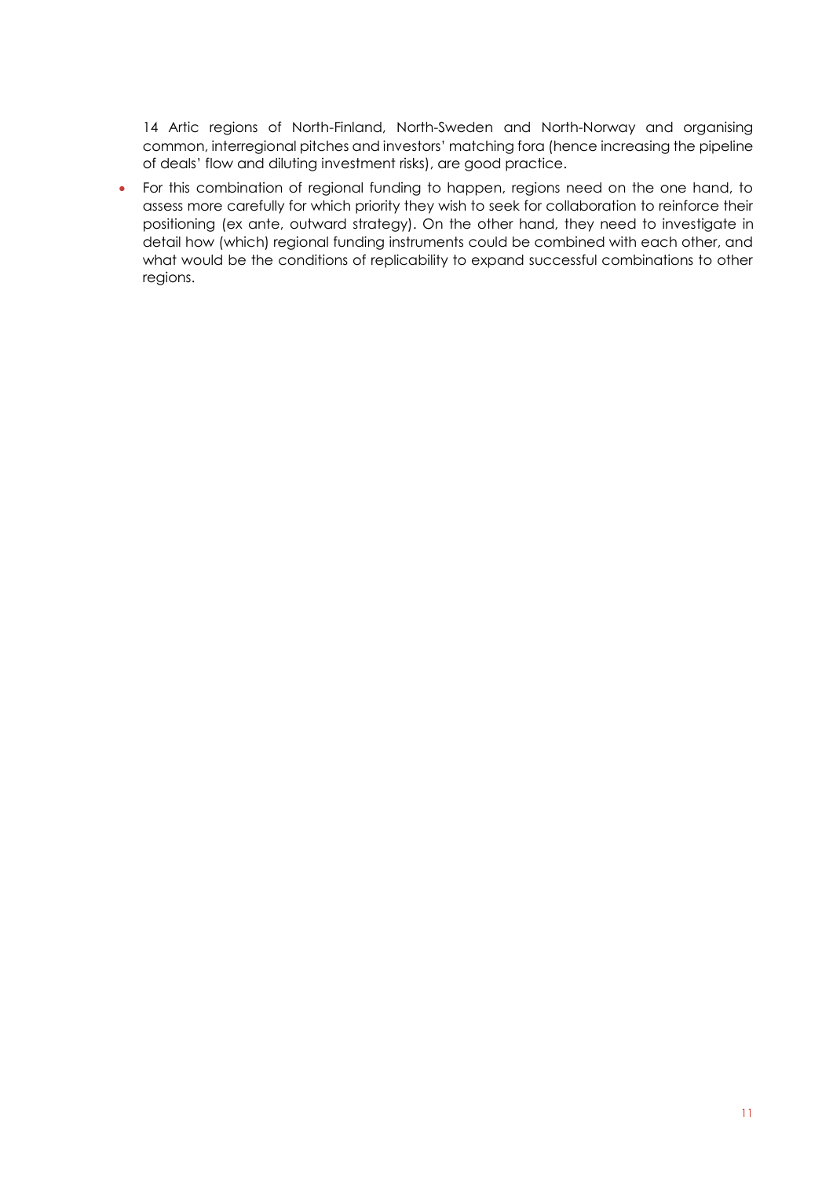14 Artic regions of North-Finland, North-Sweden and North-Norway and organising common, interregional pitches and investors' matching fora (hence increasing the pipeline of deals' flow and diluting investment risks), are good practice.

- For this combination of regional funding to happen, regions need on the one hand, to assess more carefully for which priority they wish to seek for collaboration to reinforce their positioning (ex ante, outward strategy). On the other hand, they need to investigate in detail how (which) regional funding instruments could be combined with each other, and what would be the conditions of replicability to expand successful combinations to other regions.